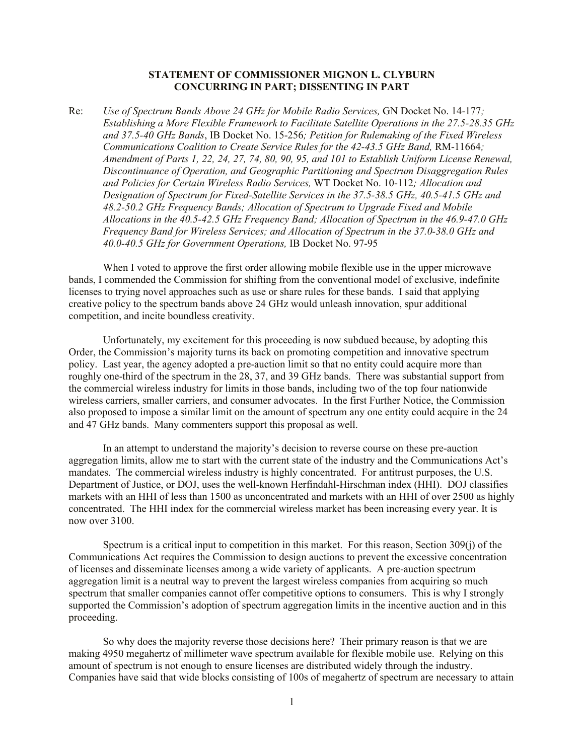**STATEMENT OF COMMISSIONER MIGNON L. CLYBURN**
**CONCURRING IN PART; DISSENTING IN PART**

Re: *Use of Spectrum Bands Above 24 GHz for Mobile Radio Services,* GN Docket No. 14-177*; Establishing a More Flexible Framework to Facilitate Satellite Operations in the 27.5-28.35 GHz and 37.5-40 GHz Bands*, IB Docket No. 15-256*; Petition for Rulemaking of the Fixed Wireless Communications Coalition to Create Service Rules for the 42-43.5 GHz Band,* RM-11664*; Amendment of Parts 1, 22, 24, 27, 74, 80, 90, 95, and 101 to Establish Uniform License Renewal, Discontinuance of Operation, and Geographic Partitioning and Spectrum Disaggregation Rules and Policies for Certain Wireless Radio Services,* WT Docket No. 10-112*; Allocation and Designation of Spectrum for Fixed-Satellite Services in the 37.5-38.5 GHz, 40.5-41.5 GHz and 48.2-50.2 GHz Frequency Bands; Allocation of Spectrum to Upgrade Fixed and Mobile Allocations in the 40.5-42.5 GHz Frequency Band; Allocation of Spectrum in the 46.9-47.0 GHz Frequency Band for Wireless Services; and Allocation of Spectrum in the 37.0-38.0 GHz and 40.0-40.5 GHz for Government Operations,* IB Docket No. 97-95

When I voted to approve the first order allowing mobile flexible use in the upper microwave bands, I commended the Commission for shifting from the conventional model of exclusive, indefinite licenses to trying novel approaches such as use or share rules for these bands. I said that applying creative policy to the spectrum bands above 24 GHz would unleash innovation, spur additional competition, and incite boundless creativity.

Unfortunately, my excitement for this proceeding is now subdued because, by adopting this Order, the Commission's majority turns its back on promoting competition and innovative spectrum policy. Last year, the agency adopted a pre-auction limit so that no entity could acquire more than roughly one-third of the spectrum in the 28, 37, and 39 GHz bands. There was substantial support from the commercial wireless industry for limits in those bands, including two of the top four nationwide wireless carriers, smaller carriers, and consumer advocates. In the first Further Notice, the Commission also proposed to impose a similar limit on the amount of spectrum any one entity could acquire in the 24 and 47 GHz bands. Many commenters support this proposal as well.

In an attempt to understand the majority's decision to reverse course on these pre-auction aggregation limits, allow me to start with the current state of the industry and the Communications Act's mandates. The commercial wireless industry is highly concentrated. For antitrust purposes, the U.S. Department of Justice, or DOJ, uses the well-known Herfindahl-Hirschman index (HHI). DOJ classifies markets with an HHI of less than 1500 as unconcentrated and markets with an HHI of over 2500 as highly concentrated. The HHI index for the commercial wireless market has been increasing every year. It is now over 3100.

Spectrum is a critical input to competition in this market. For this reason, Section 309(j) of the Communications Act requires the Commission to design auctions to prevent the excessive concentration of licenses and disseminate licenses among a wide variety of applicants. A pre-auction spectrum aggregation limit is a neutral way to prevent the largest wireless companies from acquiring so much spectrum that smaller companies cannot offer competitive options to consumers. This is why I strongly supported the Commission's adoption of spectrum aggregation limits in the incentive auction and in this proceeding.

So why does the majority reverse those decisions here? Their primary reason is that we are making 4950 megahertz of millimeter wave spectrum available for flexible mobile use. Relying on this amount of spectrum is not enough to ensure licenses are distributed widely through the industry. Companies have said that wide blocks consisting of 100s of megahertz of spectrum are necessary to attain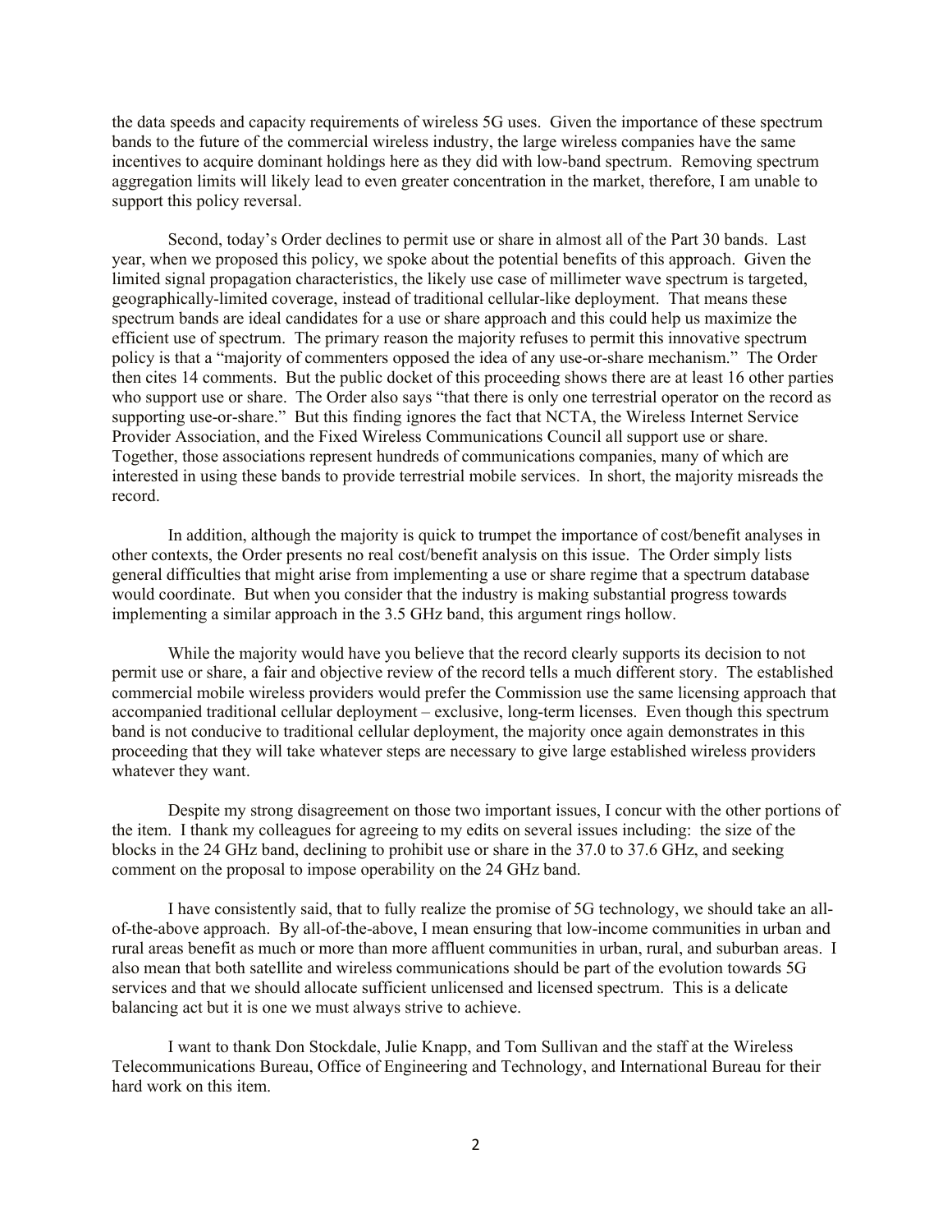the data speeds and capacity requirements of wireless 5G uses. Given the importance of these spectrum bands to the future of the commercial wireless industry, the large wireless companies have the same incentives to acquire dominant holdings here as they did with low-band spectrum. Removing spectrum aggregation limits will likely lead to even greater concentration in the market, therefore, I am unable to support this policy reversal.

Second, today's Order declines to permit use or share in almost all of the Part 30 bands. Last year, when we proposed this policy, we spoke about the potential benefits of this approach. Given the limited signal propagation characteristics, the likely use case of millimeter wave spectrum is targeted, geographically-limited coverage, instead of traditional cellular-like deployment. That means these spectrum bands are ideal candidates for a use or share approach and this could help us maximize the efficient use of spectrum. The primary reason the majority refuses to permit this innovative spectrum policy is that a "majority of commenters opposed the idea of any use-or-share mechanism." The Order then cites 14 comments. But the public docket of this proceeding shows there are at least 16 other parties who support use or share. The Order also says "that there is only one terrestrial operator on the record as supporting use-or-share." But this finding ignores the fact that NCTA, the Wireless Internet Service Provider Association, and the Fixed Wireless Communications Council all support use or share. Together, those associations represent hundreds of communications companies, many of which are interested in using these bands to provide terrestrial mobile services. In short, the majority misreads the record.

In addition, although the majority is quick to trumpet the importance of cost/benefit analyses in other contexts, the Order presents no real cost/benefit analysis on this issue. The Order simply lists general difficulties that might arise from implementing a use or share regime that a spectrum database would coordinate. But when you consider that the industry is making substantial progress towards implementing a similar approach in the 3.5 GHz band, this argument rings hollow.

While the majority would have you believe that the record clearly supports its decision to not permit use or share, a fair and objective review of the record tells a much different story. The established commercial mobile wireless providers would prefer the Commission use the same licensing approach that accompanied traditional cellular deployment – exclusive, long-term licenses. Even though this spectrum band is not conducive to traditional cellular deployment, the majority once again demonstrates in this proceeding that they will take whatever steps are necessary to give large established wireless providers whatever they want.

Despite my strong disagreement on those two important issues, I concur with the other portions of the item. I thank my colleagues for agreeing to my edits on several issues including: the size of the blocks in the 24 GHz band, declining to prohibit use or share in the 37.0 to 37.6 GHz, and seeking comment on the proposal to impose operability on the 24 GHz band.

I have consistently said, that to fully realize the promise of 5G technology, we should take an all-of-the-above approach. By all-of-the-above, I mean ensuring that low-income communities in urban and rural areas benefit as much or more than more affluent communities in urban, rural, and suburban areas. I also mean that both satellite and wireless communications should be part of the evolution towards 5G services and that we should allocate sufficient unlicensed and licensed spectrum. This is a delicate balancing act but it is one we must always strive to achieve.

I want to thank Don Stockdale, Julie Knapp, and Tom Sullivan and the staff at the Wireless Telecommunications Bureau, Office of Engineering and Technology, and International Bureau for their hard work on this item.